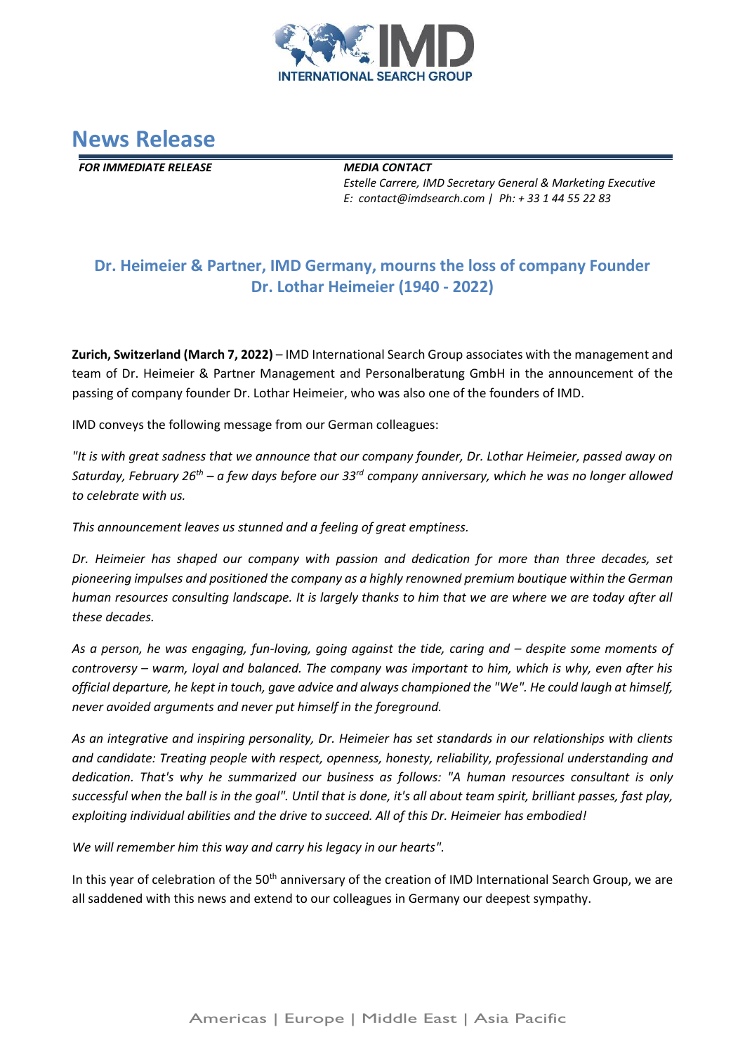# News Release

***FOR IMMEDIATE RELEASE***

***MEDIA CONTACT***
*Estelle Carrere, IMD Secretary General & Marketing Executive*
*E: contact@imdsearch.com | Ph: + 33 1 44 55 22 83*

## Dr. Heimeier & Partner, IMD Germany, mourns the loss of company Founder Dr. Lothar Heimeier (1940 - 2022)

**Zurich, Switzerland (March 7, 2022)** – IMD International Search Group associates with the management and team of Dr. Heimeier & Partner Management and Personalberatung GmbH in the announcement of the passing of company founder Dr. Lothar Heimeier, who was also one of the founders of IMD.

IMD conveys the following message from our German colleagues:

*"It is with great sadness that we announce that our company founder, Dr. Lothar Heimeier, passed away on Saturday, February 26th – a few days before our 33rd company anniversary, which he was no longer allowed to celebrate with us.*

*This announcement leaves us stunned and a feeling of great emptiness.*

*Dr. Heimeier has shaped our company with passion and dedication for more than three decades, set pioneering impulses and positioned the company as a highly renowned premium boutique within the German human resources consulting landscape. It is largely thanks to him that we are where we are today after all these decades.*

*As a person, he was engaging, fun-loving, going against the tide, caring and – despite some moments of controversy – warm, loyal and balanced. The company was important to him, which is why, even after his official departure, he kept in touch, gave advice and always championed the "We". He could laugh at himself, never avoided arguments and never put himself in the foreground.*

*As an integrative and inspiring personality, Dr. Heimeier has set standards in our relationships with clients and candidate: Treating people with respect, openness, honesty, reliability, professional understanding and dedication. That's why he summarized our business as follows: "A human resources consultant is only successful when the ball is in the goal". Until that is done, it's all about team spirit, brilliant passes, fast play, exploiting individual abilities and the drive to succeed. All of this Dr. Heimeier has embodied!*

*We will remember him this way and carry his legacy in our hearts".*

In this year of celebration of the 50th anniversary of the creation of IMD International Search Group, we are all saddened with this news and extend to our colleagues in Germany our deepest sympathy.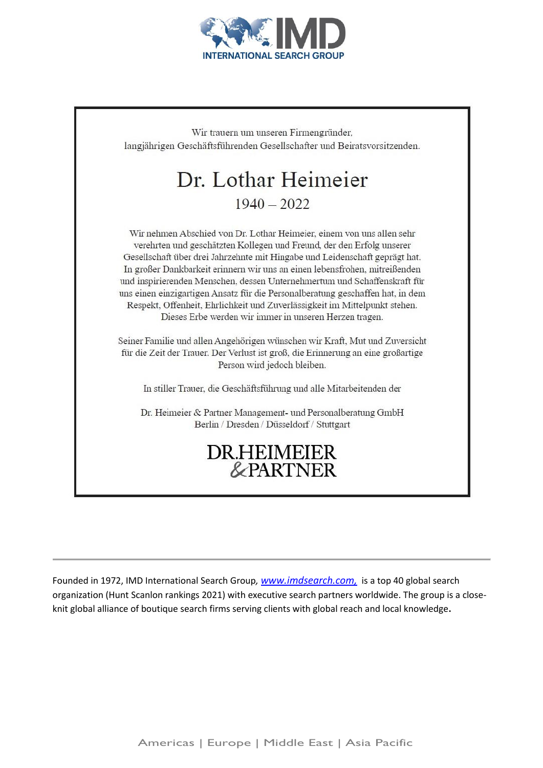Wir trauern um unseren Firmengründer,
langjährigen Geschäftsführenden Gesellschafter und Beiratsvorsitzenden.

# Dr. Lothar Heimeier

1940 – 2022

Wir nehmen Abschied von Dr. Lothar Heimeier, einem von uns allen sehr verehrten und geschätzten Kollegen und Freund, der den Erfolg unserer Gesellschaft über drei Jahrzehnte mit Hingabe und Leidenschaft geprägt hat. In großer Dankbarkeit erinnern wir uns an einen lebensfrohen, mitreißenden und inspirierenden Menschen, dessen Unternehmertum und Schaffenskraft für uns einen einzigartigen Ansatz für die Personalberatung geschaffen hat, in dem Respekt, Offenheit, Ehrlichkeit und Zuverlässigkeit im Mittelpunkt stehen. Dieses Erbe werden wir immer in unseren Herzen tragen.

Seiner Familie und allen Angehörigen wünschen wir Kraft, Mut und Zuversicht für die Zeit der Trauer. Der Verlust ist groß, die Erinnerung an eine großartige Person wird jedoch bleiben.

In stiller Trauer, die Geschäftsführung und alle Mitarbeitenden der

Dr. Heimeier & Partner Management- und Personalberatung GmbH
Berlin / Dresden / Düsseldorf / Stuttgart

DR.HEIMEIER
&PARTNER

---

Founded in 1972, IMD International Search Group, *www.imdsearch.com,* is a top 40 global search organization (Hunt Scanlon rankings 2021) with executive search partners worldwide. The group is a close-knit global alliance of boutique search firms serving clients with global reach and local knowledge**.**